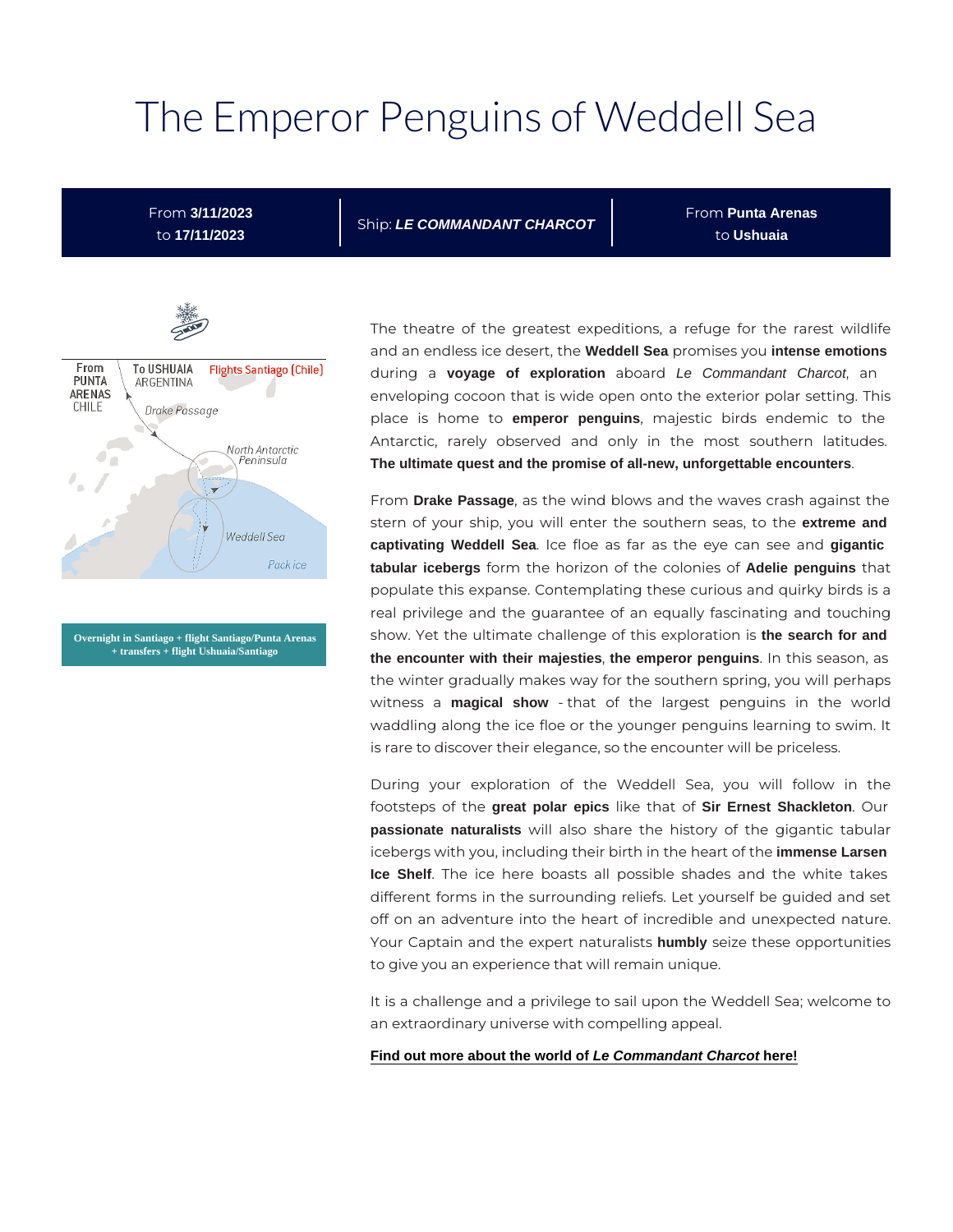# The Emperor Penguins of Weddell Sea

From **3/11/2023** to **17/11/2023** | Ship: ***LE COMMANDANT CHARCOT*** | From **Punta Arenas** to **Ushuaia**

From PUNTA ARENAS CHILE
To USHUAIA ARGENTINA
Flights Santiago (Chile)
Drake Passage
North Antarctic Peninsula
Weddell Sea
Pack ice

**Overnight in Santiago + flight Santiago/Punta Arenas + transfers + flight Ushuaia/Santiago**

The theatre of the greatest expeditions, a refuge for the rarest wildlife and an endless ice desert, the **Weddell Sea** promises you **intense emotions** during a **voyage of exploration** aboard *Le Commandant Charcot*, an enveloping cocoon that is wide open onto the exterior polar setting. This place is home to **emperor penguins**, majestic birds endemic to the Antarctic, rarely observed and only in the most southern latitudes. **The ultimate quest and the promise of all-new, unforgettable encounters**.

From **Drake Passage**, as the wind blows and the waves crash against the stern of your ship, you will enter the southern seas, to the **extreme and captivating Weddell Sea**. Ice floe as far as the eye can see and **gigantic tabular icebergs** form the horizon of the colonies of **Adelie penguins** that populate this expanse. Contemplating these curious and quirky birds is a real privilege and the guarantee of an equally fascinating and touching show. Yet the ultimate challenge of this exploration is **the search for and the encounter with their majesties**, **the emperor penguins**. In this season, as the winter gradually makes way for the southern spring, you will perhaps witness a **magical show** - that of the largest penguins in the world waddling along the ice floe or the younger penguins learning to swim. It is rare to discover their elegance, so the encounter will be priceless.

During your exploration of the Weddell Sea, you will follow in the footsteps of the **great polar epics** like that of **Sir Ernest Shackleton**. Our **passionate naturalists** will also share the history of the gigantic tabular icebergs with you, including their birth in the heart of the **immense Larsen Ice Shelf**. The ice here boasts all possible shades and the white takes different forms in the surrounding reliefs. Let yourself be guided and set off on an adventure into the heart of incredible and unexpected nature. Your Captain and the expert naturalists **humbly** seize these opportunities to give you an experience that will remain unique.

It is a challenge and a privilege to sail upon the Weddell Sea; welcome to an extraordinary universe with compelling appeal.

**Find out more about the world of *Le Commandant Charcot* here!**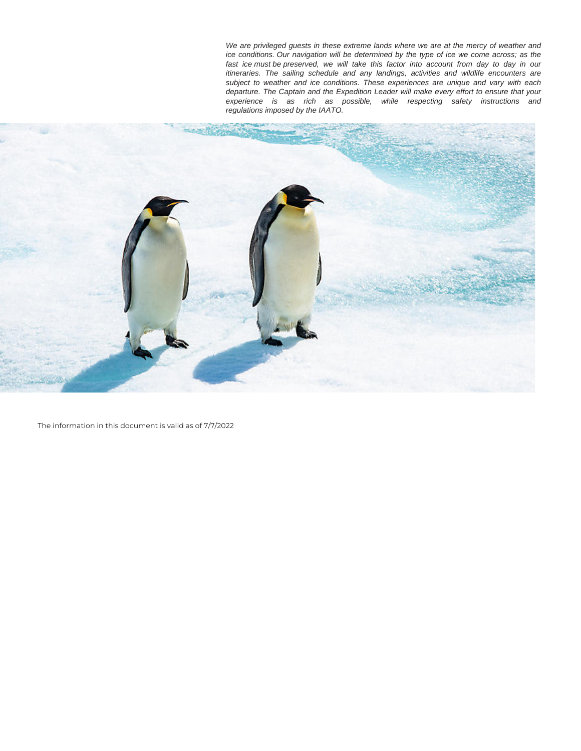*We are privileged guests in these extreme lands where we are at the mercy of weather and ice conditions. Our navigation will be determined by the type of ice we come across; as the fast ice must be preserved, we will take this factor into account from day to day in our itineraries. The sailing schedule and any landings, activities and wildlife encounters are subject to weather and ice conditions. These experiences are unique and vary with each departure. The Captain and the Expedition Leader will make every effort to ensure that your experience is as rich as possible, while respecting safety instructions and regulations imposed by the IAATO.*

The information in this document is valid as of 7/7/2022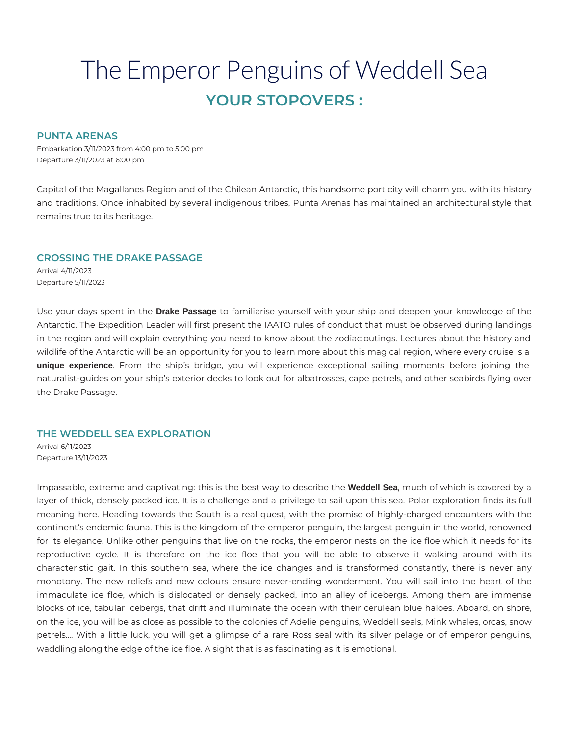# The Emperor Penguins of Weddell Sea

## YOUR STOPOVERS :

### PUNTA ARENAS

Embarkation 3/11/2023 from 4:00 pm to 5:00 pm
Departure 3/11/2023 at 6:00 pm

Capital of the Magallanes Region and of the Chilean Antarctic, this handsome port city will charm you with its history and traditions. Once inhabited by several indigenous tribes, Punta Arenas has maintained an architectural style that remains true to its heritage.

### CROSSING THE DRAKE PASSAGE

Arrival 4/11/2023
Departure 5/11/2023

Use your days spent in the **Drake Passage** to familiarise yourself with your ship and deepen your knowledge of the Antarctic. The Expedition Leader will first present the IAATO rules of conduct that must be observed during landings in the region and will explain everything you need to know about the zodiac outings. Lectures about the history and wildlife of the Antarctic will be an opportunity for you to learn more about this magical region, where every cruise is a **unique experience**. From the ship's bridge, you will experience exceptional sailing moments before joining the naturalist-guides on your ship's exterior decks to look out for albatrosses, cape petrels, and other seabirds flying over the Drake Passage.

### THE WEDDELL SEA EXPLORATION

Arrival 6/11/2023
Departure 13/11/2023

Impassable, extreme and captivating: this is the best way to describe the **Weddell Sea**, much of which is covered by a layer of thick, densely packed ice. It is a challenge and a privilege to sail upon this sea. Polar exploration finds its full meaning here. Heading towards the South is a real quest, with the promise of highly-charged encounters with the continent's endemic fauna. This is the kingdom of the emperor penguin, the largest penguin in the world, renowned for its elegance. Unlike other penguins that live on the rocks, the emperor nests on the ice floe which it needs for its reproductive cycle. It is therefore on the ice floe that you will be able to observe it walking around with its characteristic gait. In this southern sea, where the ice changes and is transformed constantly, there is never any monotony. The new reliefs and new colours ensure never-ending wonderment. You will sail into the heart of the immaculate ice floe, which is dislocated or densely packed, into an alley of icebergs. Among them are immense blocks of ice, tabular icebergs, that drift and illuminate the ocean with their cerulean blue haloes. Aboard, on shore, on the ice, you will be as close as possible to the colonies of Adelie penguins, Weddell seals, Mink whales, orcas, snow petrels.... With a little luck, you will get a glimpse of a rare Ross seal with its silver pelage or of emperor penguins, waddling along the edge of the ice floe. A sight that is as fascinating as it is emotional.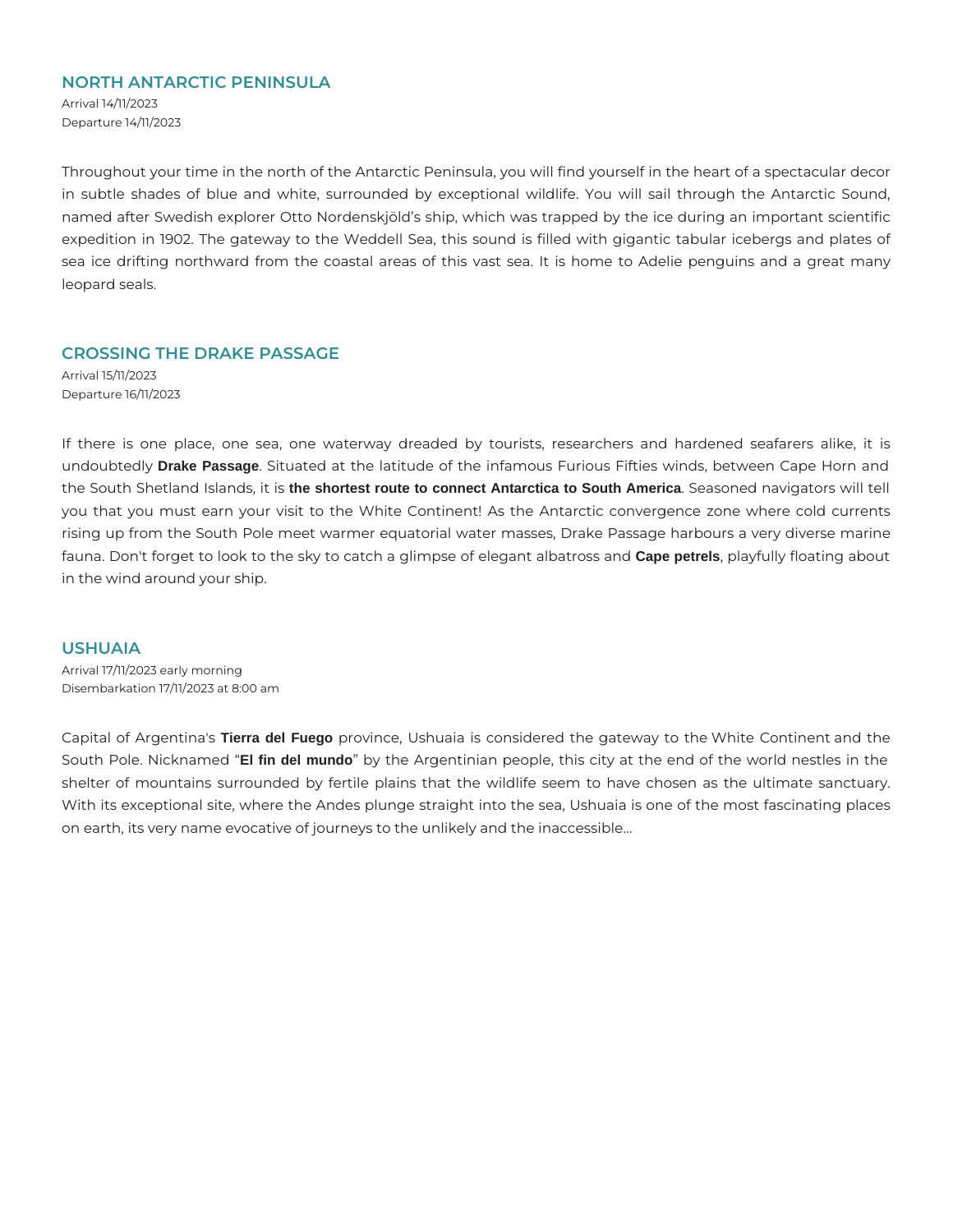## NORTH ANTARCTIC PENINSULA

Arrival 14/11/2023
Departure 14/11/2023

Throughout your time in the north of the Antarctic Peninsula, you will find yourself in the heart of a spectacular decor in subtle shades of blue and white, surrounded by exceptional wildlife. You will sail through the Antarctic Sound, named after Swedish explorer Otto Nordenskjöld's ship, which was trapped by the ice during an important scientific expedition in 1902. The gateway to the Weddell Sea, this sound is filled with gigantic tabular icebergs and plates of sea ice drifting northward from the coastal areas of this vast sea. It is home to Adelie penguins and a great many leopard seals.

## CROSSING THE DRAKE PASSAGE

Arrival 15/11/2023
Departure 16/11/2023

If there is one place, one sea, one waterway dreaded by tourists, researchers and hardened seafarers alike, it is undoubtedly **Drake Passage**. Situated at the latitude of the infamous Furious Fifties winds, between Cape Horn and the South Shetland Islands, it is **the shortest route to connect Antarctica to South America**. Seasoned navigators will tell you that you must earn your visit to the White Continent! As the Antarctic convergence zone where cold currents rising up from the South Pole meet warmer equatorial water masses, Drake Passage harbours a very diverse marine fauna. Don't forget to look to the sky to catch a glimpse of elegant albatross and **Cape petrels**, playfully floating about in the wind around your ship.

## USHUAIA

Arrival 17/11/2023 early morning
Disembarkation 17/11/2023 at 8:00 am

Capital of Argentina's **Tierra del Fuego** province, Ushuaia is considered the gateway to the White Continent and the South Pole. Nicknamed "**El fin del mundo**" by the Argentinian people, this city at the end of the world nestles in the shelter of mountains surrounded by fertile plains that the wildlife seem to have chosen as the ultimate sanctuary. With its exceptional site, where the Andes plunge straight into the sea, Ushuaia is one of the most fascinating places on earth, its very name evocative of journeys to the unlikely and the inaccessible...